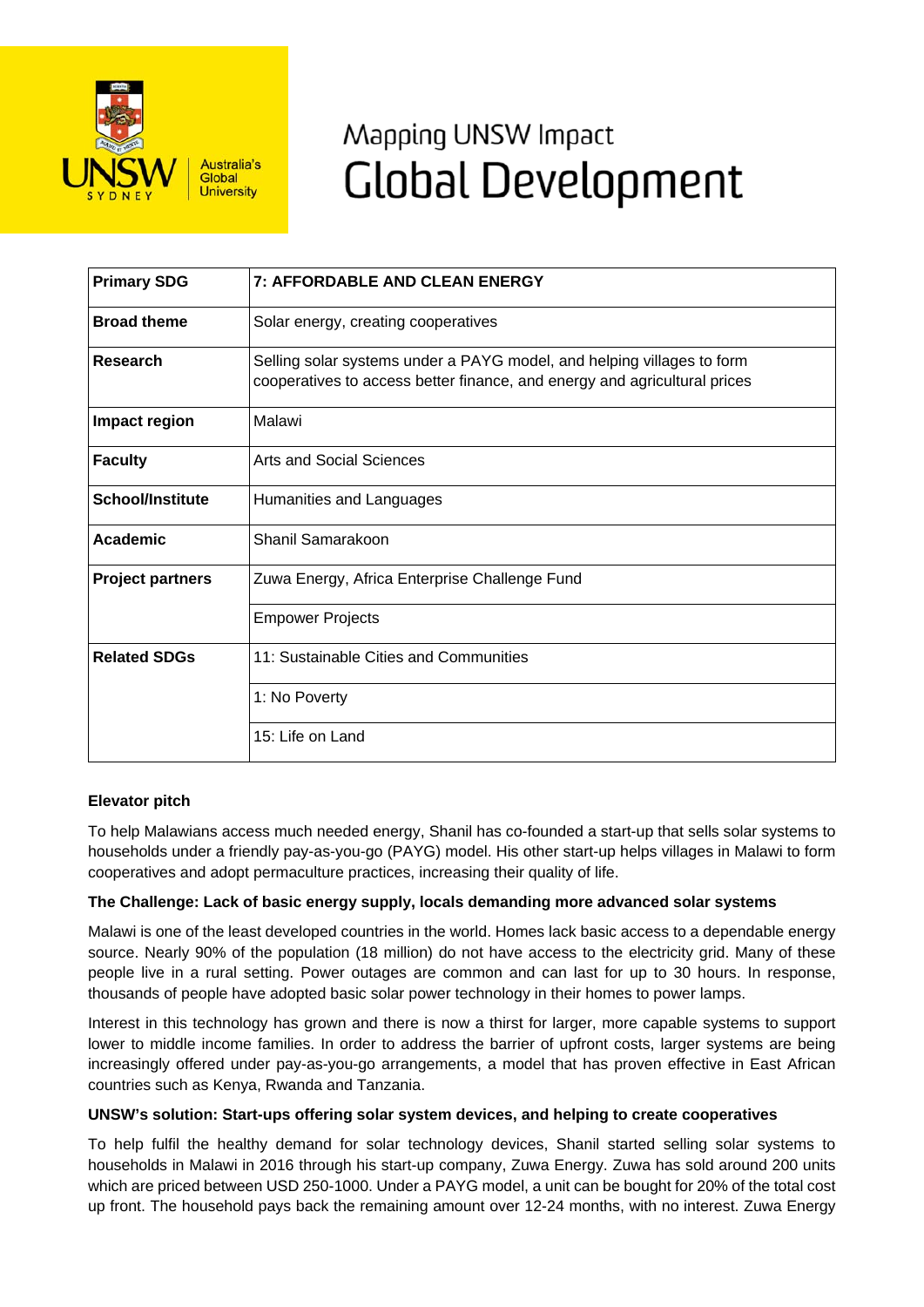# Mapping UNSW Impact
# Global Development

| Primary SDG | 7: AFFORDABLE AND CLEAN ENERGY |
|---|---|
| Broad theme | Solar energy, creating cooperatives |
| Research | Selling solar systems under a PAYG model, and helping villages to form cooperatives to access better finance, and energy and agricultural prices |
| Impact region | Malawi |
| Faculty | Arts and Social Sciences |
| School/Institute | Humanities and Languages |
| Academic | Shanil Samarakoon |
| Project partners | Zuwa Energy, Africa Enterprise Challenge Fund |
| | Empower Projects |
| Related SDGs | 11: Sustainable Cities and Communities |
| | 1: No Poverty |
| | 15: Life on Land |

**Elevator pitch**

To help Malawians access much needed energy, Shanil has co-founded a start-up that sells solar systems to households under a friendly pay-as-you-go (PAYG) model. His other start-up helps villages in Malawi to form cooperatives and adopt permaculture practices, increasing their quality of life.

**The Challenge: Lack of basic energy supply, locals demanding more advanced solar systems**

Malawi is one of the least developed countries in the world. Homes lack basic access to a dependable energy source. Nearly 90% of the population (18 million) do not have access to the electricity grid. Many of these people live in a rural setting. Power outages are common and can last for up to 30 hours. In response, thousands of people have adopted basic solar power technology in their homes to power lamps.

Interest in this technology has grown and there is now a thirst for larger, more capable systems to support lower to middle income families. In order to address the barrier of upfront costs, larger systems are being increasingly offered under pay-as-you-go arrangements, a model that has proven effective in East African countries such as Kenya, Rwanda and Tanzania.

**UNSW's solution: Start-ups offering solar system devices, and helping to create cooperatives**

To help fulfil the healthy demand for solar technology devices, Shanil started selling solar systems to households in Malawi in 2016 through his start-up company, Zuwa Energy. Zuwa has sold around 200 units which are priced between USD 250-1000. Under a PAYG model, a unit can be bought for 20% of the total cost up front. The household pays back the remaining amount over 12-24 months, with no interest. Zuwa Energy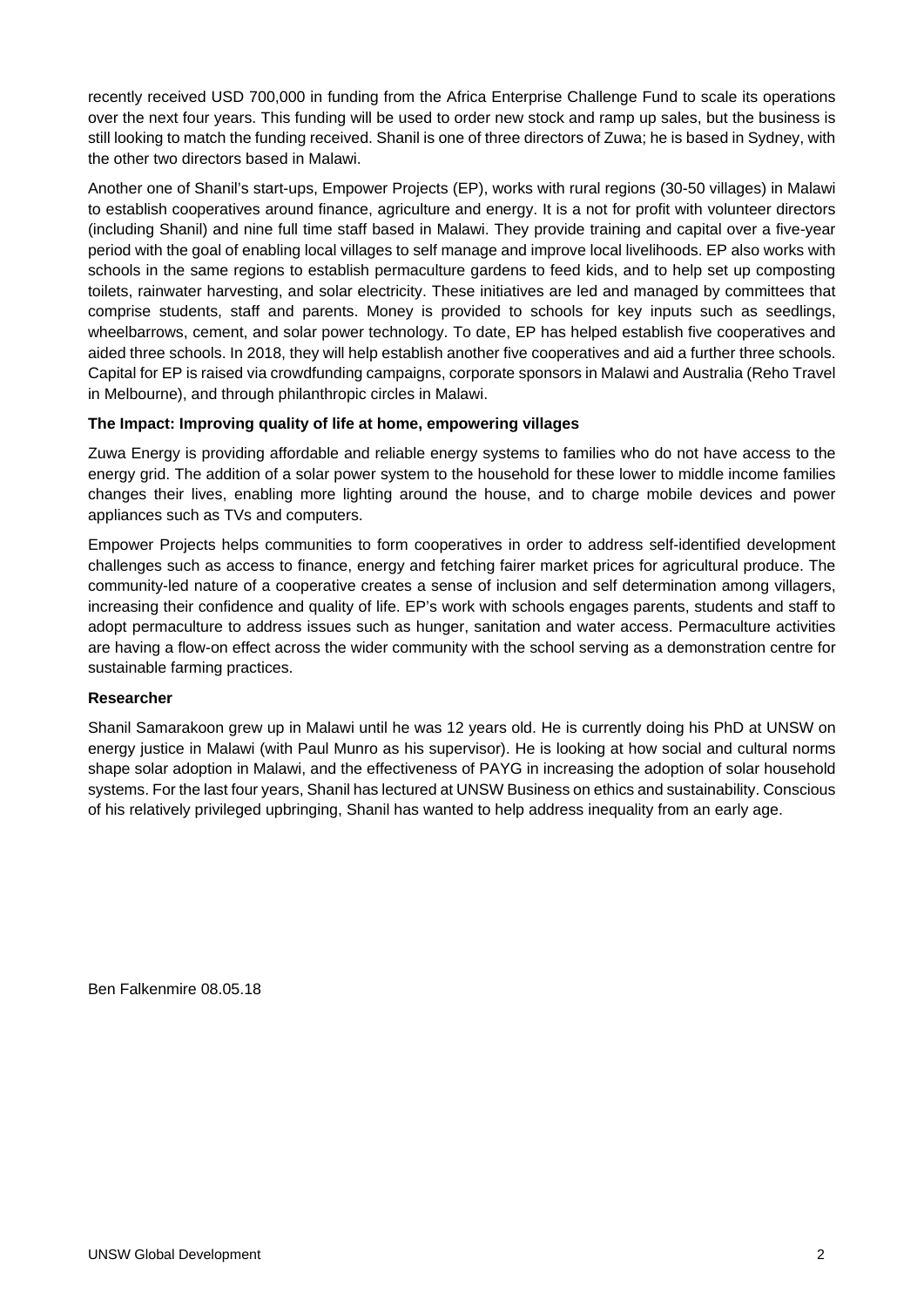recently received USD 700,000 in funding from the Africa Enterprise Challenge Fund to scale its operations over the next four years. This funding will be used to order new stock and ramp up sales, but the business is still looking to match the funding received. Shanil is one of three directors of Zuwa; he is based in Sydney, with the other two directors based in Malawi.

Another one of Shanil's start-ups, Empower Projects (EP), works with rural regions (30-50 villages) in Malawi to establish cooperatives around finance, agriculture and energy. It is a not for profit with volunteer directors (including Shanil) and nine full time staff based in Malawi. They provide training and capital over a five-year period with the goal of enabling local villages to self manage and improve local livelihoods. EP also works with schools in the same regions to establish permaculture gardens to feed kids, and to help set up composting toilets, rainwater harvesting, and solar electricity. These initiatives are led and managed by committees that comprise students, staff and parents. Money is provided to schools for key inputs such as seedlings, wheelbarrows, cement, and solar power technology. To date, EP has helped establish five cooperatives and aided three schools. In 2018, they will help establish another five cooperatives and aid a further three schools. Capital for EP is raised via crowdfunding campaigns, corporate sponsors in Malawi and Australia (Reho Travel in Melbourne), and through philanthropic circles in Malawi.

**The Impact: Improving quality of life at home, empowering villages**

Zuwa Energy is providing affordable and reliable energy systems to families who do not have access to the energy grid. The addition of a solar power system to the household for these lower to middle income families changes their lives, enabling more lighting around the house, and to charge mobile devices and power appliances such as TVs and computers.

Empower Projects helps communities to form cooperatives in order to address self-identified development challenges such as access to finance, energy and fetching fairer market prices for agricultural produce. The community-led nature of a cooperative creates a sense of inclusion and self determination among villagers, increasing their confidence and quality of life. EP's work with schools engages parents, students and staff to adopt permaculture to address issues such as hunger, sanitation and water access. Permaculture activities are having a flow-on effect across the wider community with the school serving as a demonstration centre for sustainable farming practices.

**Researcher**

Shanil Samarakoon grew up in Malawi until he was 12 years old. He is currently doing his PhD at UNSW on energy justice in Malawi (with Paul Munro as his supervisor). He is looking at how social and cultural norms shape solar adoption in Malawi, and the effectiveness of PAYG in increasing the adoption of solar household systems. For the last four years, Shanil has lectured at UNSW Business on ethics and sustainability. Conscious of his relatively privileged upbringing, Shanil has wanted to help address inequality from an early age.

Ben Falkenmire 08.05.18